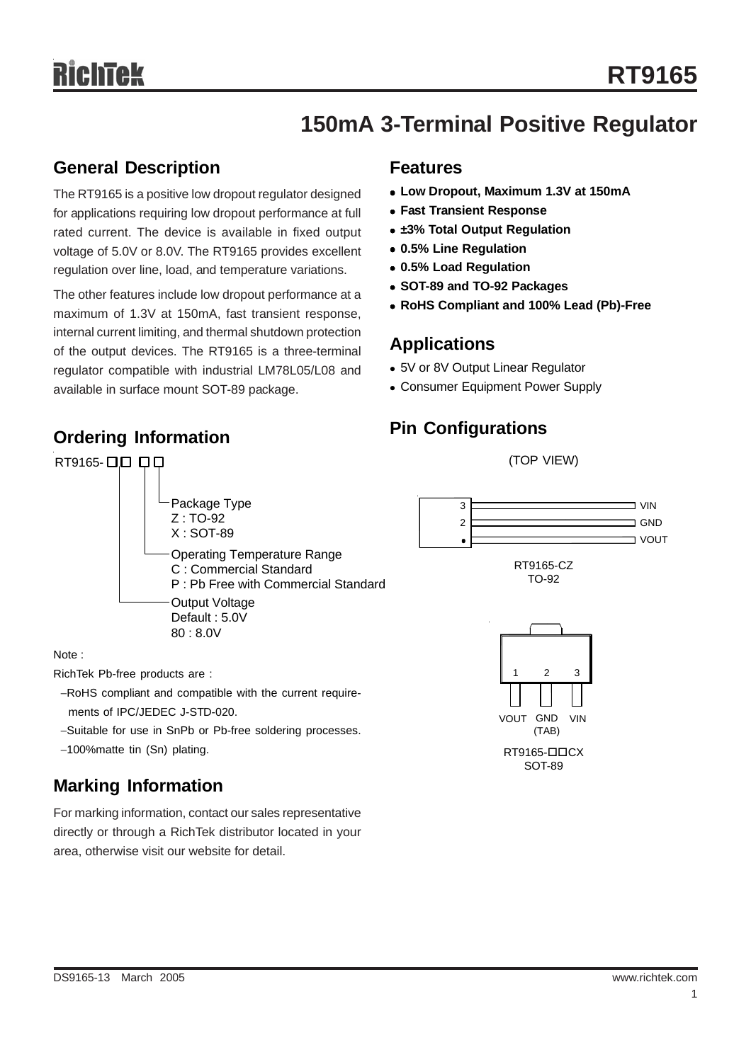# RT9165

## 150mA 3-Terminal Positive Regulator

## General Description

The RT9165 is a positive low dropout regulator designed for applications requiring low dropout performance at full rated current. The device is available in fixed output voltage of 5.0V or 8.0V. The RT9165 provides excellent regulation over line, load, and temperature variations.

The other features include low dropout performance at a maximum of 1.3V at 150mA, fast transient response, internal current limiting, and thermal shutdown protection of the output devices. The RT9165 is a three-terminal regulator compatible with industrial LM78L05/L08 and available in surface mount SOT-89 package.

## Ordering Information

RT9165- □□ □□

- Package Type
  - Z : TO-92
  - X : SOT-89
- Operating Temperature Range
  - C : Commercial Standard
  - P : Pb Free with Commercial Standard
- Output Voltage
  - Default : 5.0V
  - 80 : 8.0V

Note :

RichTek Pb-free products are :

- −RoHS compliant and compatible with the current requirements of IPC/JEDEC J-STD-020.
- −Suitable for use in SnPb or Pb-free soldering processes.
- −100%matte tin (Sn) plating.

## Marking Information

For marking information, contact our sales representative directly or through a RichTek distributor located in your area, otherwise visit our website for detail.

## Features

- **Low Dropout, Maximum 1.3V at 150mA**
- **Fast Transient Response**
- **±3% Total Output Regulation**
- **0.5% Line Regulation**
- **0.5% Load Regulation**
- **SOT-89 and TO-92 Packages**
- **RoHS Compliant and 100% Lead (Pb)-Free**

## Applications

- 5V or 8V Output Linear Regulator
- Consumer Equipment Power Supply

## Pin Configurations

(TOP VIEW)

RT9165-CZ TO-92: 3 – VIN, 2 – GND, 1 – VOUT

RT9165-□□CX SOT-89: 1 – VOUT, 2 – GND (TAB), 3 – VIN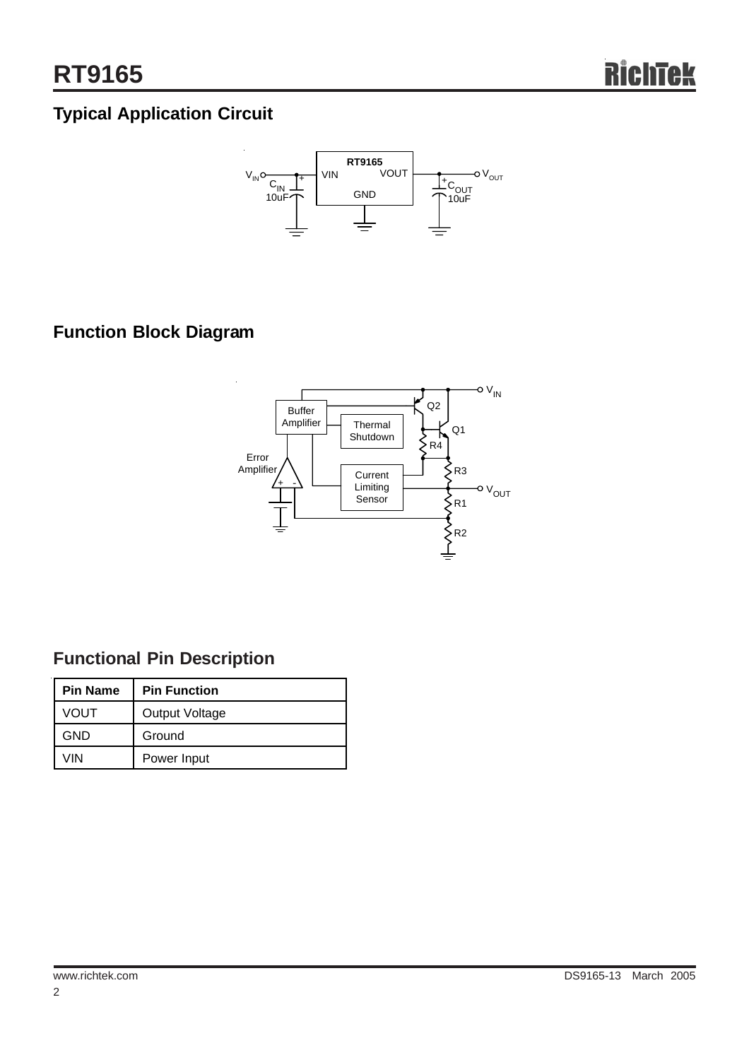## Typical Application Circuit

## Function Block Diagram

## Functional Pin Description

| Pin Name | Pin Function |
|---|---|
| VOUT | Output Voltage |
| GND | Ground |
| VIN | Power Input |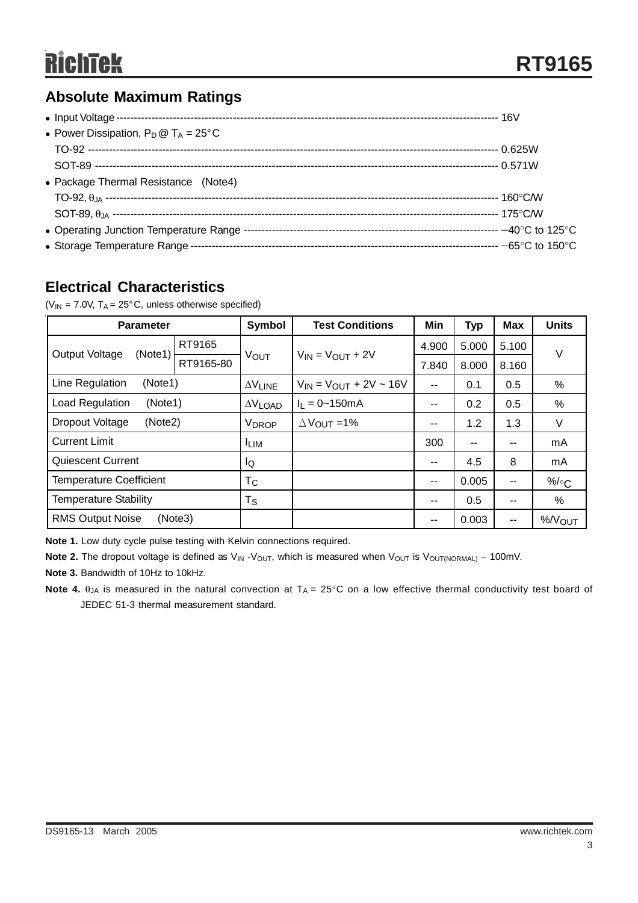## Absolute Maximum Ratings

- Input Voltage ------------------------------------------------------------------------------------------------------------ 16V
- Power Dissipation, $P_D$ @ $T_A$ = 25°C
  TO-92 ------------------------------------------------------------------------------------------------------------------ 0.625W
  SOT-89 ---------------------------------------------------------------------------------------------------------------- 0.571W
- Package Thermal Resistance (Note4)
  TO-92, $\theta_{JA}$ ---------------------------------------------------------------------------------------------------------- 160°C/W
  SOT-89, $\theta_{JA}$ -------------------------------------------------------------------------------------------------------- 175°C/W
- Operating Junction Temperature Range ------------------------------------------------------------------------- −40°C to 125°C
- Storage Temperature Range ------------------------------------------------------------------------------------- −65°C to 150°C

## Electrical Characteristics

($V_{IN}$ = 7.0V, $T_A$ = 25°C, unless otherwise specified)

| Parameter | | Symbol | Test Conditions | Min | Typ | Max | Units |
|---|---|---|---|---|---|---|---|
| Output Voltage (Note1) | RT9165 | $V_{OUT}$ | $V_{IN}$ = $V_{OUT}$ + 2V | 4.900 | 5.000 | 5.100 | V |
| | RT9165-80 | | | 7.840 | 8.000 | 8.160 | |
| Line Regulation (Note1) | | $\Delta V_{LINE}$ | $V_{IN}$ = $V_{OUT}$ + 2V ~ 16V | -- | 0.1 | 0.5 | % |
| Load Regulation (Note1) | | $\Delta V_{LOAD}$ | $I_L$ = 0~150mA | -- | 0.2 | 0.5 | % |
| Dropout Voltage (Note2) | | $V_{DROP}$ | $\Delta V_{OUT}$ =1% | -- | 1.2 | 1.3 | V |
| Current Limit | | $I_{LIM}$ | | 300 | -- | -- | mA |
| Quiescent Current | | $I_Q$ | | -- | 4.5 | 8 | mA |
| Temperature Coefficient | | $T_C$ | | -- | 0.005 | -- | %/°C |
| Temperature Stability | | $T_S$ | | -- | 0.5 | -- | % |
| RMS Output Noise (Note3) | | | | -- | 0.003 | -- | %/$V_{OUT}$ |

**Note 1.** Low duty cycle pulse testing with Kelvin connections required.

**Note 2.** The dropout voltage is defined as $V_{IN}$ -$V_{OUT}$, which is measured when $V_{OUT}$ is $V_{OUT(NORMAL)}$ − 100mV.

**Note 3.** Bandwidth of 10Hz to 10kHz.

**Note 4.** $\theta_{JA}$ is measured in the natural convection at $T_A$ = 25°C on a low effective thermal conductivity test board of JEDEC 51-3 thermal measurement standard.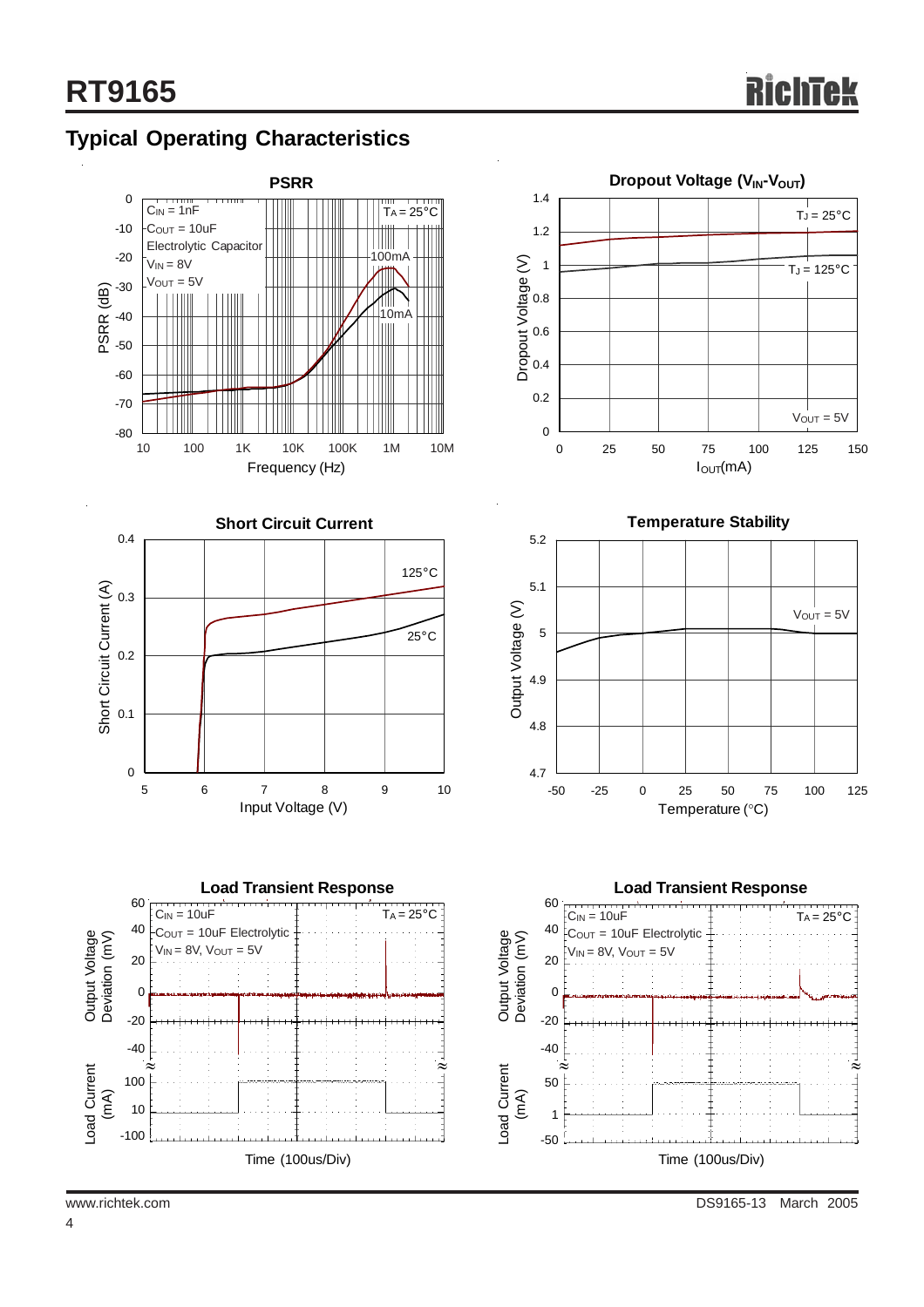## Typical Operating Characteristics

**PSRR**

$C_{IN}$ = 1nF
$C_{OUT}$ = 10uF
Electrolytic Capacitor
$V_{IN}$ = 8V
$V_{OUT}$ = 5V
$T_A$ = 25°C
100mA
10mA

PSRR (dB) vs. Frequency (Hz)

**Dropout Voltage ($V_{IN}$-$V_{OUT}$)**

$T_J$ = 25°C
$T_J$ = 125°C
$V_{OUT}$ = 5V

Dropout Voltage (V) vs. $I_{OUT}$(mA)

**Short Circuit Current**

125°C
25°C

Short Circuit Current (A) vs. Input Voltage (V)

**Temperature Stability**

$V_{OUT}$ = 5V

Output Voltage (V) vs. Temperature (°C)

**Load Transient Response**

$C_{IN}$ = 10uF
$C_{OUT}$ = 10uF Electrolytic
$V_{IN}$ = 8V, $V_{OUT}$ = 5V
$T_A$ = 25°C

Output Voltage Deviation (mV)
Load Current (mA)
Time (100us/Div)

**Load Transient Response**

$C_{IN}$ = 10uF
$C_{OUT}$ = 10uF Electrolytic
$V_{IN}$ = 8V, $V_{OUT}$ = 5V
$T_A$ = 25°C

Output Voltage Deviation (mV)
Load Current (mA)
Time (100us/Div)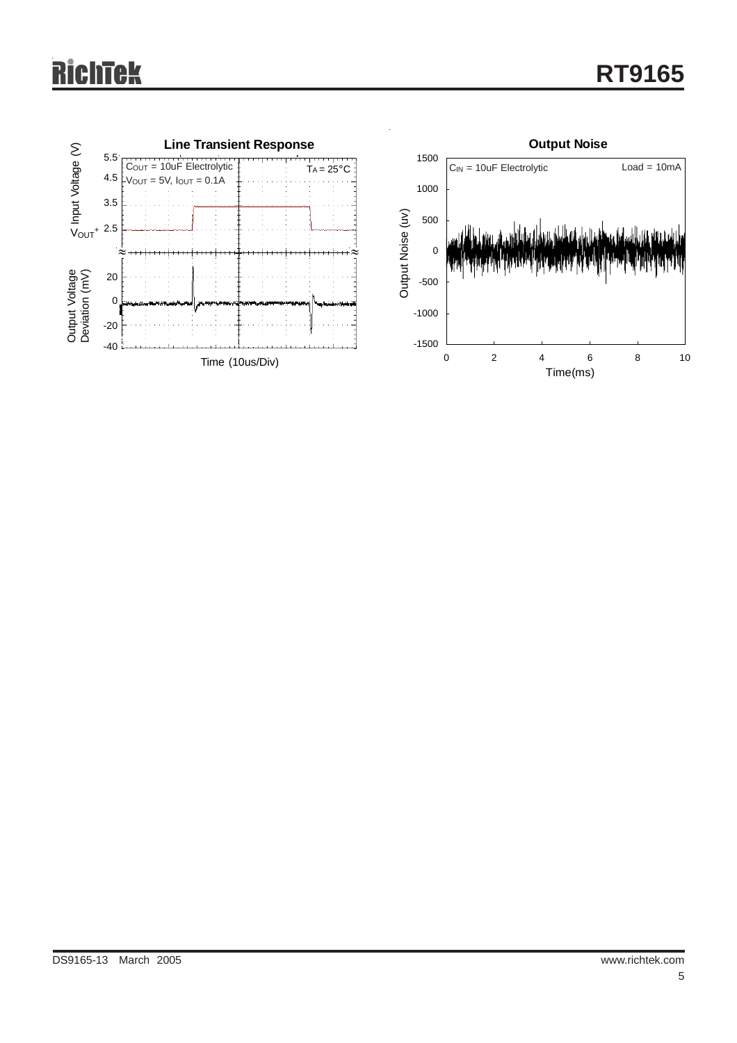**Line Transient Response**

$C_{OUT}$ = 10uF Electrolytic
$V_{OUT}$ = 5V, $I_{OUT}$ = 0.1A
$T_A$ = 25°C

Input Voltage (V): 5.5, 4.5, 3.5, 2.5 ($V_{OUT}$+)

Output Voltage Deviation (mV): 20, 0, -20, -40

Time (10us/Div)

**Output Noise**

$C_{IN}$ = 10uF Electrolytic
Load = 10mA

Output Noise (uv): 1500, 1000, 500, 0, -500, -1000, -1500

Time(ms): 0, 2, 4, 6, 8, 10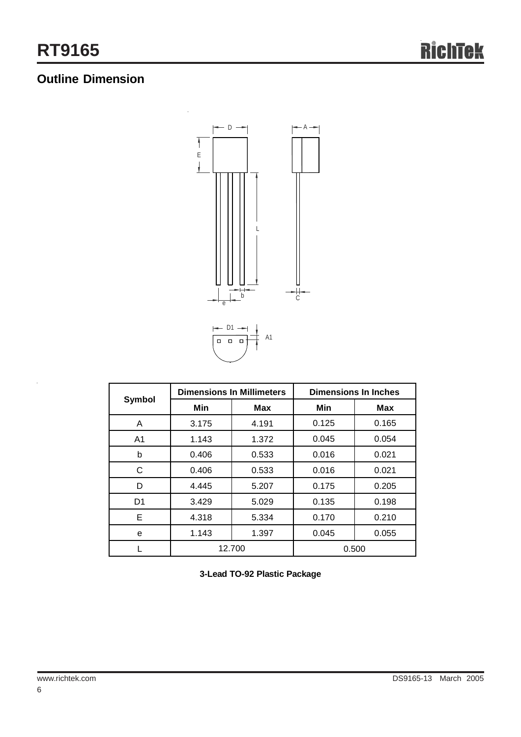## Outline Dimension

| Symbol | Dimensions In Millimeters | | Dimensions In Inches | |
|---|---|---|---|---|
| | Min | Max | Min | Max |
| A | 3.175 | 4.191 | 0.125 | 0.165 |
| A1 | 1.143 | 1.372 | 0.045 | 0.054 |
| b | 0.406 | 0.533 | 0.016 | 0.021 |
| C | 0.406 | 0.533 | 0.016 | 0.021 |
| D | 4.445 | 5.207 | 0.175 | 0.205 |
| D1 | 3.429 | 5.029 | 0.135 | 0.198 |
| E | 4.318 | 5.334 | 0.170 | 0.210 |
| e | 1.143 | 1.397 | 0.045 | 0.055 |
| L | 12.700 | | 0.500 | |

**3-Lead TO-92 Plastic Package**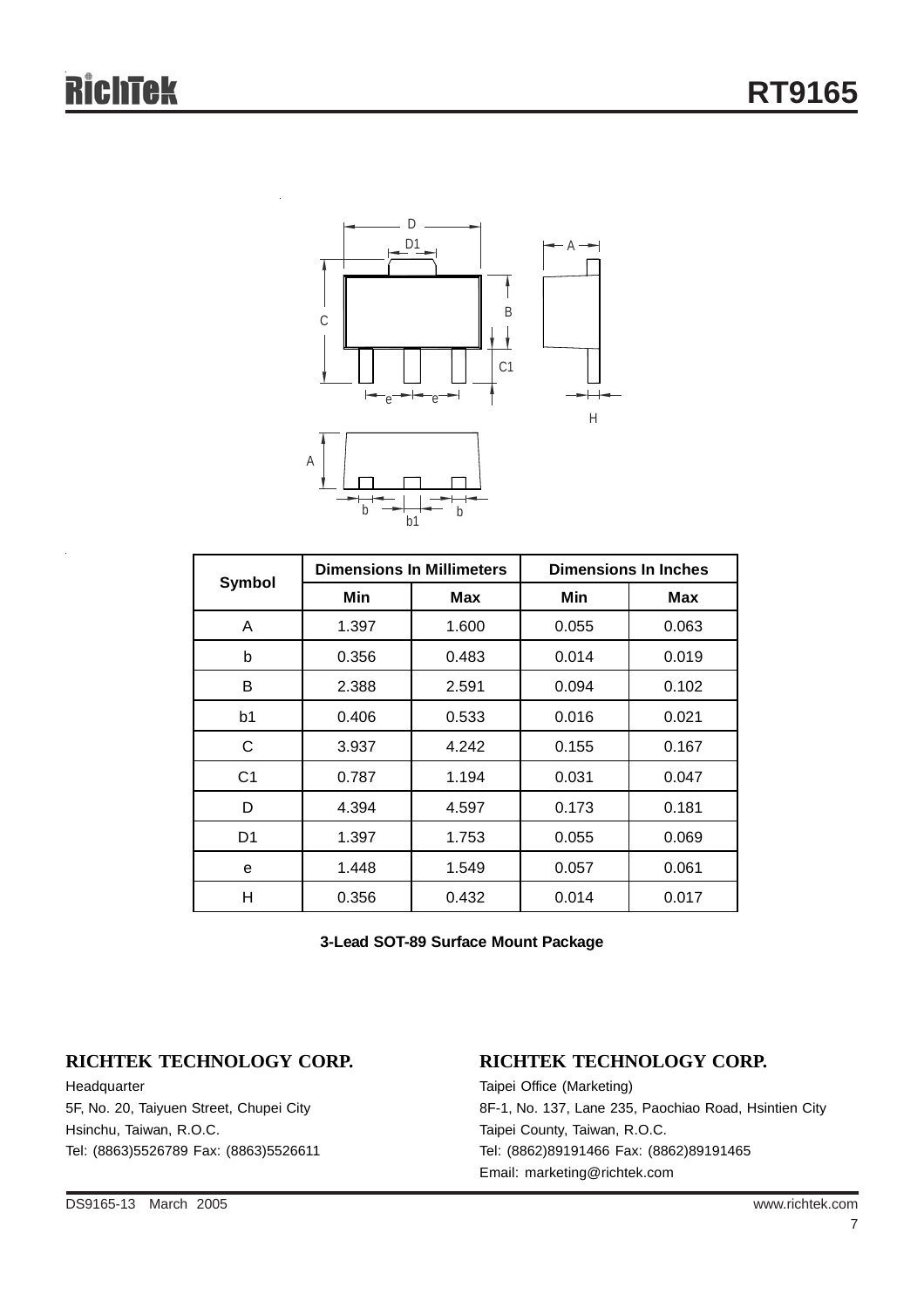D

D1

A

B

C

C1

e e

H

A

b b

b1

| Symbol | Dimensions In Millimeters | | Dimensions In Inches | |
|---|---|---|---|---|
| | Min | Max | Min | Max |
| A | 1.397 | 1.600 | 0.055 | 0.063 |
| b | 0.356 | 0.483 | 0.014 | 0.019 |
| B | 2.388 | 2.591 | 0.094 | 0.102 |
| b1 | 0.406 | 0.533 | 0.016 | 0.021 |
| C | 3.937 | 4.242 | 0.155 | 0.167 |
| C1 | 0.787 | 1.194 | 0.031 | 0.047 |
| D | 4.394 | 4.597 | 0.173 | 0.181 |
| D1 | 1.397 | 1.753 | 0.055 | 0.069 |
| e | 1.448 | 1.549 | 0.057 | 0.061 |
| H | 0.356 | 0.432 | 0.014 | 0.017 |

**3-Lead SOT-89 Surface Mount Package**

**RICHTEK TECHNOLOGY CORP.**

Headquarter
5F, No. 20, Taiyuen Street, Chupei City
Hsinchu, Taiwan, R.O.C.
Tel: (8863)5526789 Fax: (8863)5526611

**RICHTEK TECHNOLOGY CORP.**

Taipei Office (Marketing)
8F-1, No. 137, Lane 235, Paochiao Road, Hsintien City
Taipei County, Taiwan, R.O.C.
Tel: (8862)89191466 Fax: (8862)89191465
Email: marketing@richtek.com